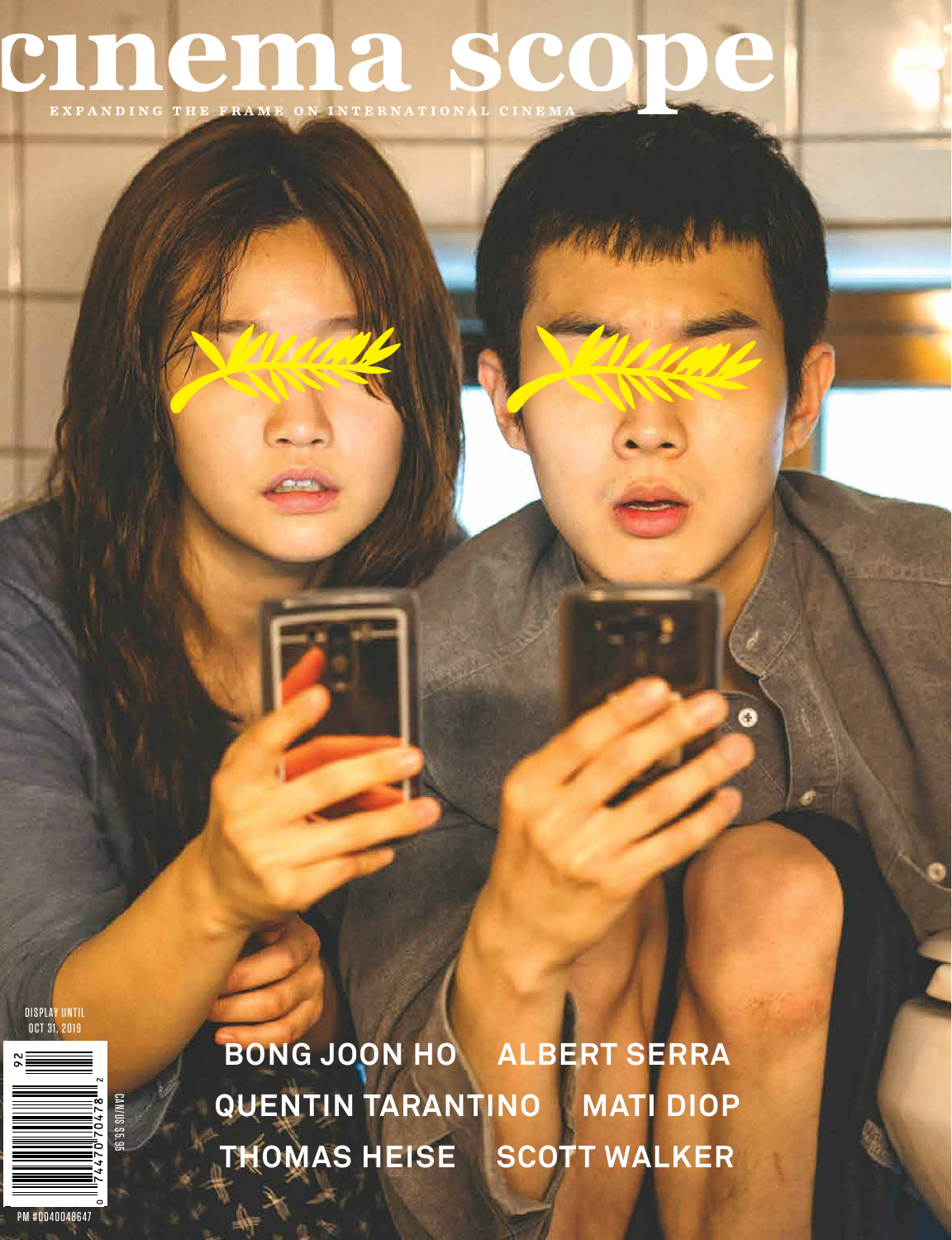# cinema scope

EXPANDING THE FRAME ON INTERNATIONAL CINEMA

DISPLAY UNTIL OCT 31, 2019

**BONG JOON HO** **ALBERT SERRA**

**QUENTIN TARANTINO** **MATI DIOP**

**THOMAS HEISE** **SCOTT WALKER**

CAN/US $5.95

PM #0040048647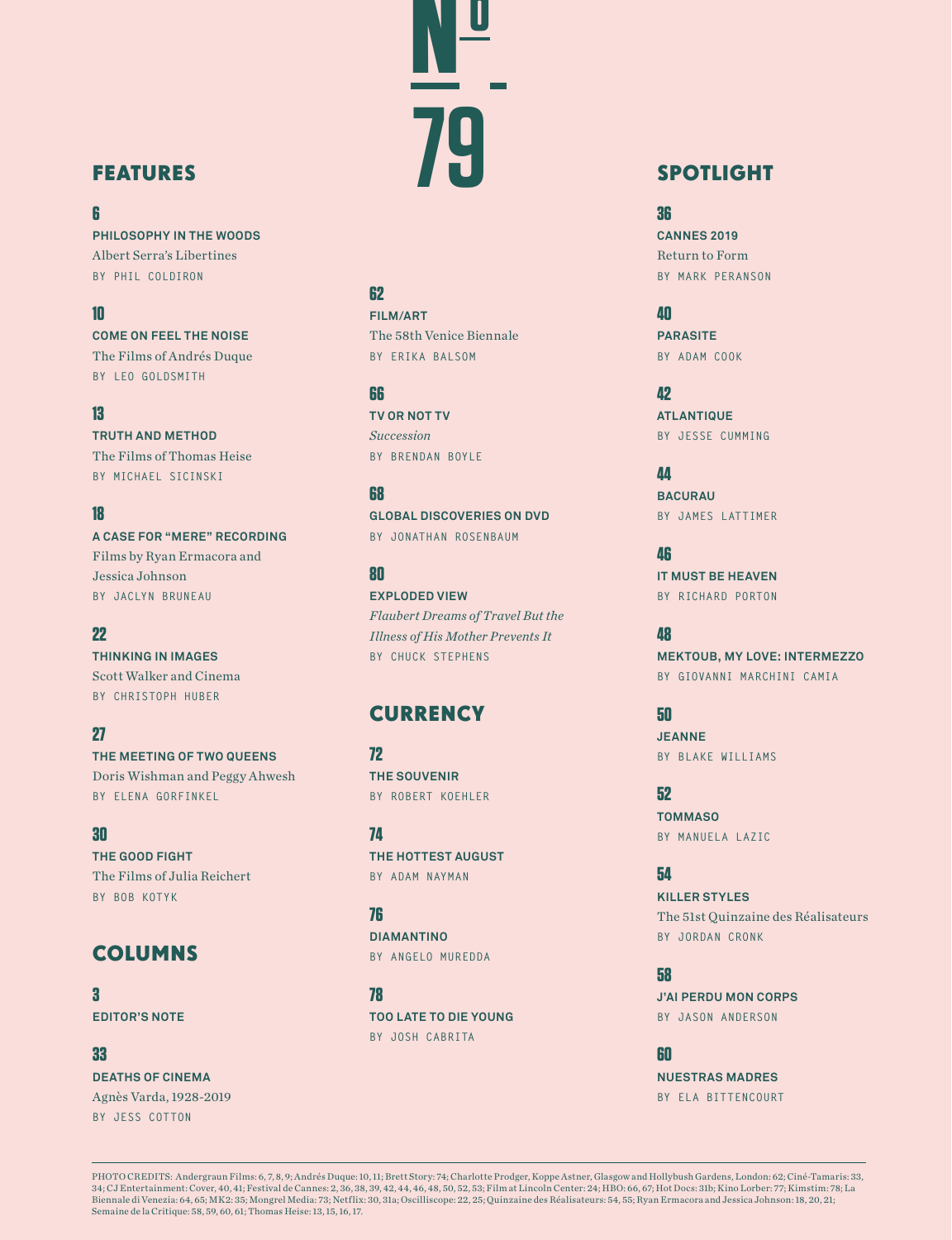# Nº 79

## FEATURES

**6**
**PHILOSOPHY IN THE WOODS**
Albert Serra's Libertines
BY PHIL COLDIRON

**10**
**COME ON FEEL THE NOISE**
The Films of Andrés Duque
BY LEO GOLDSMITH

**13**
**TRUTH AND METHOD**
The Films of Thomas Heise
BY MICHAEL SICINSKI

**18**
**A CASE FOR "MERE" RECORDING**
Films by Ryan Ermacora and Jessica Johnson
BY JACLYN BRUNEAU

**22**
**THINKING IN IMAGES**
Scott Walker and Cinema
BY CHRISTOPH HUBER

**27**
**THE MEETING OF TWO QUEENS**
Doris Wishman and Peggy Ahwesh
BY ELENA GORFINKEL

**30**
**THE GOOD FIGHT**
The Films of Julia Reichert
BY BOB KOTYK

## COLUMNS

**3**
**EDITOR'S NOTE**

**33**
**DEATHS OF CINEMA**
Agnès Varda, 1928-2019
BY JESS COTTON

**62**
**FILM/ART**
The 58th Venice Biennale
BY ERIKA BALSOM

**66**
**TV OR NOT TV**
*Succession*
BY BRENDAN BOYLE

**68**
**GLOBAL DISCOVERIES ON DVD**
BY JONATHAN ROSENBAUM

**80**
**EXPLODED VIEW**
*Flaubert Dreams of Travel But the Illness of His Mother Prevents It*
BY CHUCK STEPHENS

## CURRENCY

**72**
**THE SOUVENIR**
BY ROBERT KOEHLER

**74**
**THE HOTTEST AUGUST**
BY ADAM NAYMAN

**76**
**DIAMANTINO**
BY ANGELO MUREDDA

**78**
**TOO LATE TO DIE YOUNG**
BY JOSH CABRITA

## SPOTLIGHT

**36**
**CANNES 2019**
Return to Form
BY MARK PERANSON

**40**
**PARASITE**
BY ADAM COOK

**42**
**ATLANTIQUE**
BY JESSE CUMMING

**44**
**BACURAU**
BY JAMES LATTIMER

**46**
**IT MUST BE HEAVEN**
BY RICHARD PORTON

**48**
**MEKTOUB, MY LOVE: INTERMEZZO**
BY GIOVANNI MARCHINI CAMIA

**50**
**JEANNE**
BY BLAKE WILLIAMS

**52**
**TOMMASO**
BY MANUELA LAZIC

**54**
**KILLER STYLES**
The 51st Quinzaine des Réalisateurs
BY JORDAN CRONK

**58**
**J'AI PERDU MON CORPS**
BY JASON ANDERSON

**60**
**NUESTRAS MADRES**
BY ELA BITTENCOURT

---

PHOTO CREDITS: Andergraun Films: 6, 7, 8, 9; Andrés Duque: 10, 11; Brett Story: 74; Charlotte Prodger, Koppe Astner, Glasgow and Hollybush Gardens, London: 62; Ciné-Tamaris: 33, 34; CJ Entertainment: Cover, 40, 41; Festival de Cannes: 2, 36, 38, 39, 42, 44, 46, 48, 50, 52, 53; Film at Lincoln Center: 24; HBO: 66, 67; Hot Docs: 31b; Kino Lorber: 77; Kimstim: 78; La Biennale di Venezia: 64, 65; MK2: 35; Mongrel Media: 73; Netflix: 30, 31a; Oscilliscope: 22, 25; Quinzaine des Réalisateurs: 54, 55; Ryan Ermacora and Jessica Johnson: 18, 20, 21; Semaine de la Critique: 58, 59, 60, 61; Thomas Heise: 13, 15, 16, 17.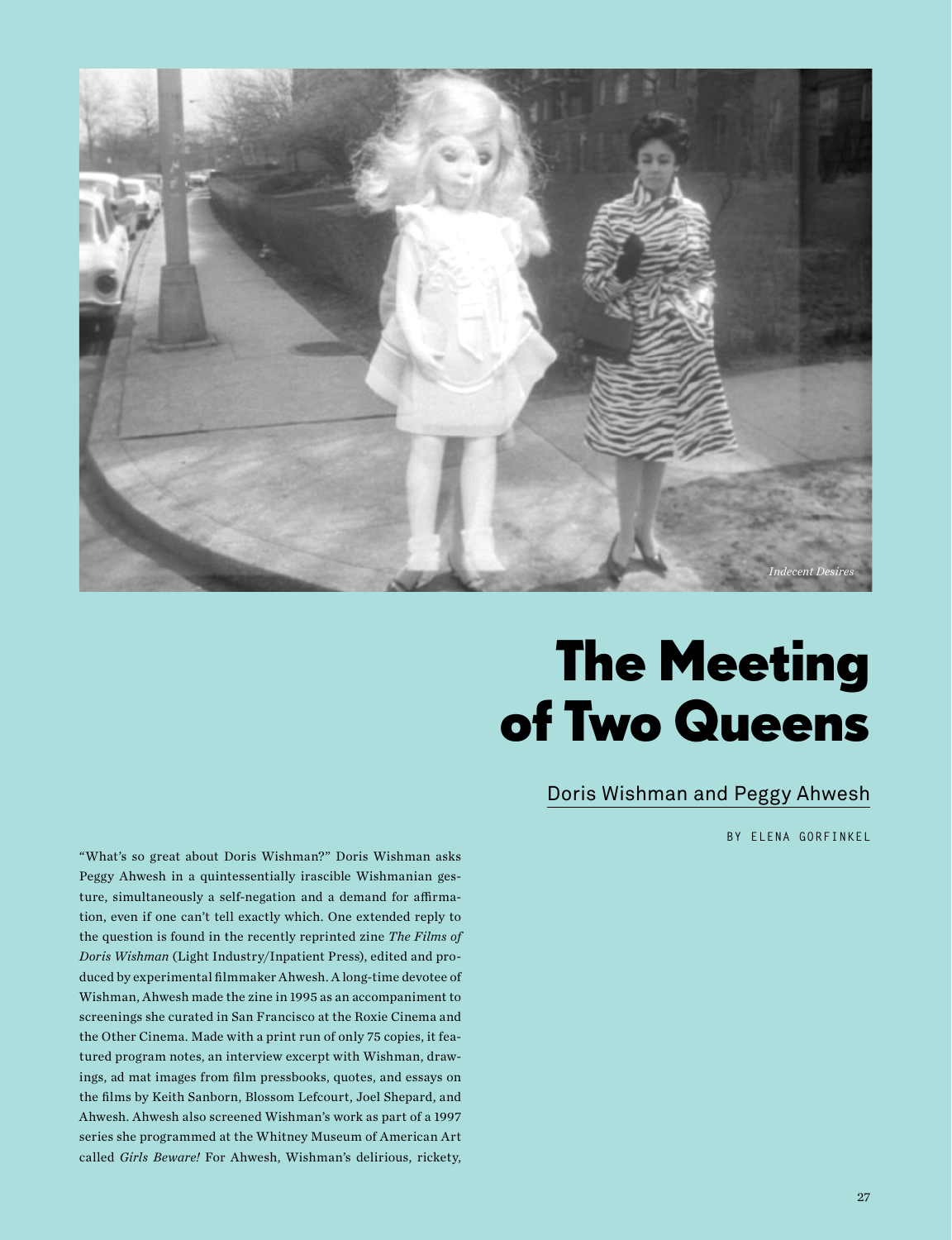*Indecent Desires*

# The Meeting of Two Queens

## Doris Wishman and Peggy Ahwesh

BY ELENA GORFINKEL

"What's so great about Doris Wishman?" Doris Wishman asks Peggy Ahwesh in a quintessentially irascible Wishmanian gesture, simultaneously a self-negation and a demand for affirmation, even if one can't tell exactly which. One extended reply to the question is found in the recently reprinted zine *The Films of Doris Wishman* (Light Industry/Inpatient Press), edited and produced by experimental filmmaker Ahwesh. A long-time devotee of Wishman, Ahwesh made the zine in 1995 as an accompaniment to screenings she curated in San Francisco at the Roxie Cinema and the Other Cinema. Made with a print run of only 75 copies, it featured program notes, an interview excerpt with Wishman, drawings, ad mat images from film pressbooks, quotes, and essays on the films by Keith Sanborn, Blossom Lefcourt, Joel Shepard, and Ahwesh. Ahwesh also screened Wishman's work as part of a 1997 series she programmed at the Whitney Museum of American Art called *Girls Beware!* For Ahwesh, Wishman's delirious, rickety,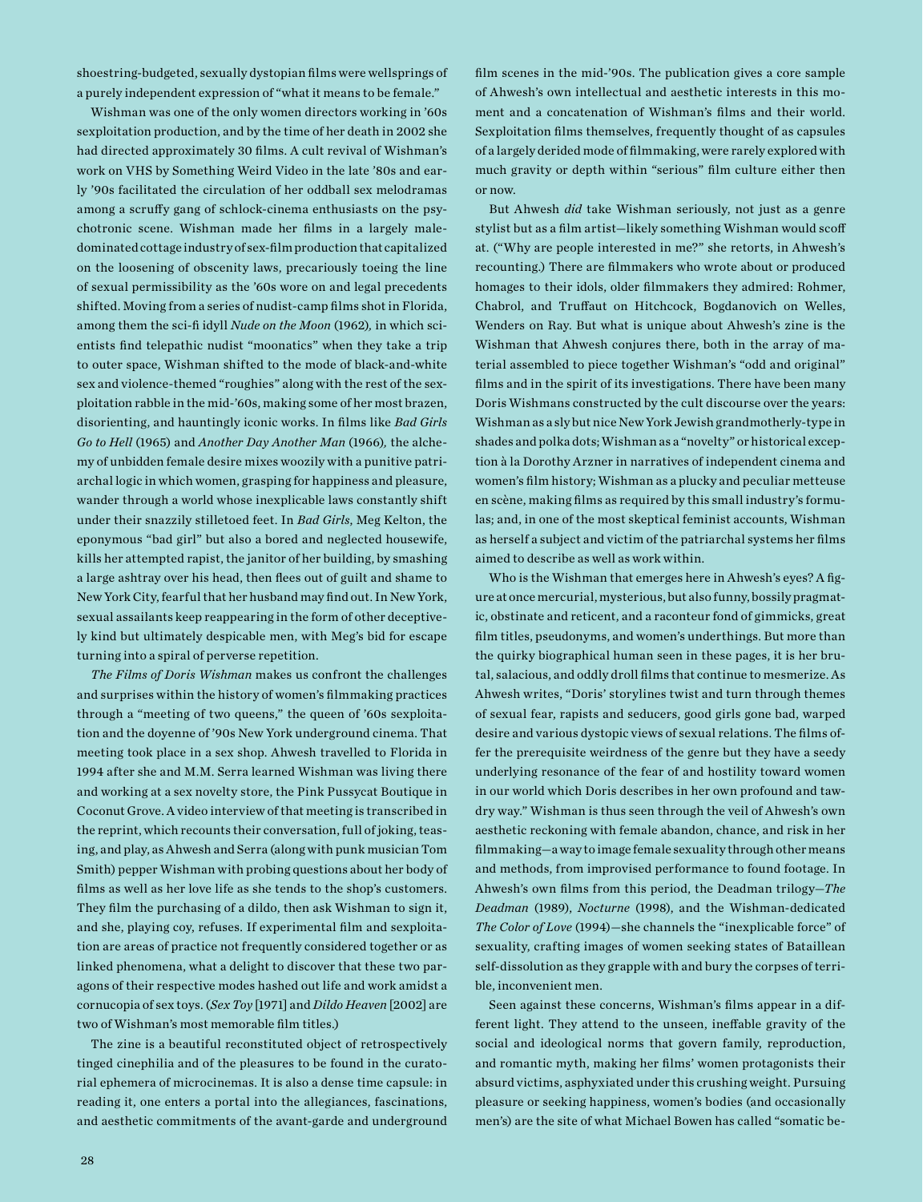shoestring-budgeted, sexually dystopian films were wellsprings of a purely independent expression of "what it means to be female."

Wishman was one of the only women directors working in '60s sexploitation production, and by the time of her death in 2002 she had directed approximately 30 films. A cult revival of Wishman's work on VHS by Something Weird Video in the late '80s and early '90s facilitated the circulation of her oddball sex melodramas among a scruffy gang of schlock-cinema enthusiasts on the psychotronic scene. Wishman made her films in a largely male-dominated cottage industry of sex-film production that capitalized on the loosening of obscenity laws, precariously toeing the line of sexual permissibility as the '60s wore on and legal precedents shifted. Moving from a series of nudist-camp films shot in Florida, among them the sci-fi idyll *Nude on the Moon* (1962), in which scientists find telepathic nudist "moonatics" when they take a trip to outer space, Wishman shifted to the mode of black-and-white sex and violence-themed "roughies" along with the rest of the sexploitation rabble in the mid-'60s, making some of her most brazen, disorienting, and hauntingly iconic works. In films like *Bad Girls Go to Hell* (1965) and *Another Day Another Man* (1966), the alchemy of unbidden female desire mixes woozily with a punitive patriarchal logic in which women, grasping for happiness and pleasure, wander through a world whose inexplicable laws constantly shift under their snazzily stilletoed feet. In *Bad Girls*, Meg Kelton, the eponymous "bad girl" but also a bored and neglected housewife, kills her attempted rapist, the janitor of her building, by smashing a large ashtray over his head, then flees out of guilt and shame to New York City, fearful that her husband may find out. In New York, sexual assailants keep reappearing in the form of other deceptively kind but ultimately despicable men, with Meg's bid for escape turning into a spiral of perverse repetition.

*The Films of Doris Wishman* makes us confront the challenges and surprises within the history of women's filmmaking practices through a "meeting of two queens," the queen of '60s sexploitation and the doyenne of '90s New York underground cinema. That meeting took place in a sex shop. Ahwesh travelled to Florida in 1994 after she and M.M. Serra learned Wishman was living there and working at a sex novelty store, the Pink Pussycat Boutique in Coconut Grove. A video interview of that meeting is transcribed in the reprint, which recounts their conversation, full of joking, teasing, and play, as Ahwesh and Serra (along with punk musician Tom Smith) pepper Wishman with probing questions about her body of films as well as her love life as she tends to the shop's customers. They film the purchasing of a dildo, then ask Wishman to sign it, and she, playing coy, refuses. If experimental film and sexploitation are areas of practice not frequently considered together or as linked phenomena, what a delight to discover that these two paragons of their respective modes hashed out life and work amidst a cornucopia of sex toys. (*Sex Toy* [1971] and *Dildo Heaven* [2002] are two of Wishman's most memorable film titles.)

The zine is a beautiful reconstituted object of retrospectively tinged cinephilia and of the pleasures to be found in the curatorial ephemera of microcinemas. It is also a dense time capsule: in reading it, one enters a portal into the allegiances, fascinations, and aesthetic commitments of the avant-garde and underground film scenes in the mid-'90s. The publication gives a core sample of Ahwesh's own intellectual and aesthetic interests in this moment and a concatenation of Wishman's films and their world. Sexploitation films themselves, frequently thought of as capsules of a largely derided mode of filmmaking, were rarely explored with much gravity or depth within "serious" film culture either then or now.

But Ahwesh *did* take Wishman seriously, not just as a genre stylist but as a film artist—likely something Wishman would scoff at. ("Why are people interested in me?" she retorts, in Ahwesh's recounting.) There are filmmakers who wrote about or produced homages to their idols, older filmmakers they admired: Rohmer, Chabrol, and Truffaut on Hitchcock, Bogdanovich on Welles, Wenders on Ray. But what is unique about Ahwesh's zine is the Wishman that Ahwesh conjures there, both in the array of material assembled to piece together Wishman's "odd and original" films and in the spirit of its investigations. There have been many Doris Wishmans constructed by the cult discourse over the years: Wishman as a sly but nice New York Jewish grandmotherly-type in shades and polka dots; Wishman as a "novelty" or historical exception à la Dorothy Arzner in narratives of independent cinema and women's film history; Wishman as a plucky and peculiar metteuse en scène, making films as required by this small industry's formulas; and, in one of the most skeptical feminist accounts, Wishman as herself a subject and victim of the patriarchal systems her films aimed to describe as well as work within.

Who is the Wishman that emerges here in Ahwesh's eyes? A figure at once mercurial, mysterious, but also funny, bossily pragmatic, obstinate and reticent, and a raconteur fond of gimmicks, great film titles, pseudonyms, and women's underthings. But more than the quirky biographical human seen in these pages, it is her brutal, salacious, and oddly droll films that continue to mesmerize. As Ahwesh writes, "Doris' storylines twist and turn through themes of sexual fear, rapists and seducers, good girls gone bad, warped desire and various dystopic views of sexual relations. The films offer the prerequisite weirdness of the genre but they have a seedy underlying resonance of the fear of and hostility toward women in our world which Doris describes in her own profound and tawdry way." Wishman is thus seen through the veil of Ahwesh's own aesthetic reckoning with female abandon, chance, and risk in her filmmaking—a way to image female sexuality through other means and methods, from improvised performance to found footage. In Ahwesh's own films from this period, the Deadman trilogy—*The Deadman* (1989), *Nocturne* (1998), and the Wishman-dedicated *The Color of Love* (1994)—she channels the "inexplicable force" of sexuality, crafting images of women seeking states of Bataillean self-dissolution as they grapple with and bury the corpses of terrible, inconvenient men.

Seen against these concerns, Wishman's films appear in a different light. They attend to the unseen, ineffable gravity of the social and ideological norms that govern family, reproduction, and romantic myth, making her films' women protagonists their absurd victims, asphyxiated under this crushing weight. Pursuing pleasure or seeking happiness, women's bodies (and occasionally men's) are the site of what Michael Bowen has called "somatic be-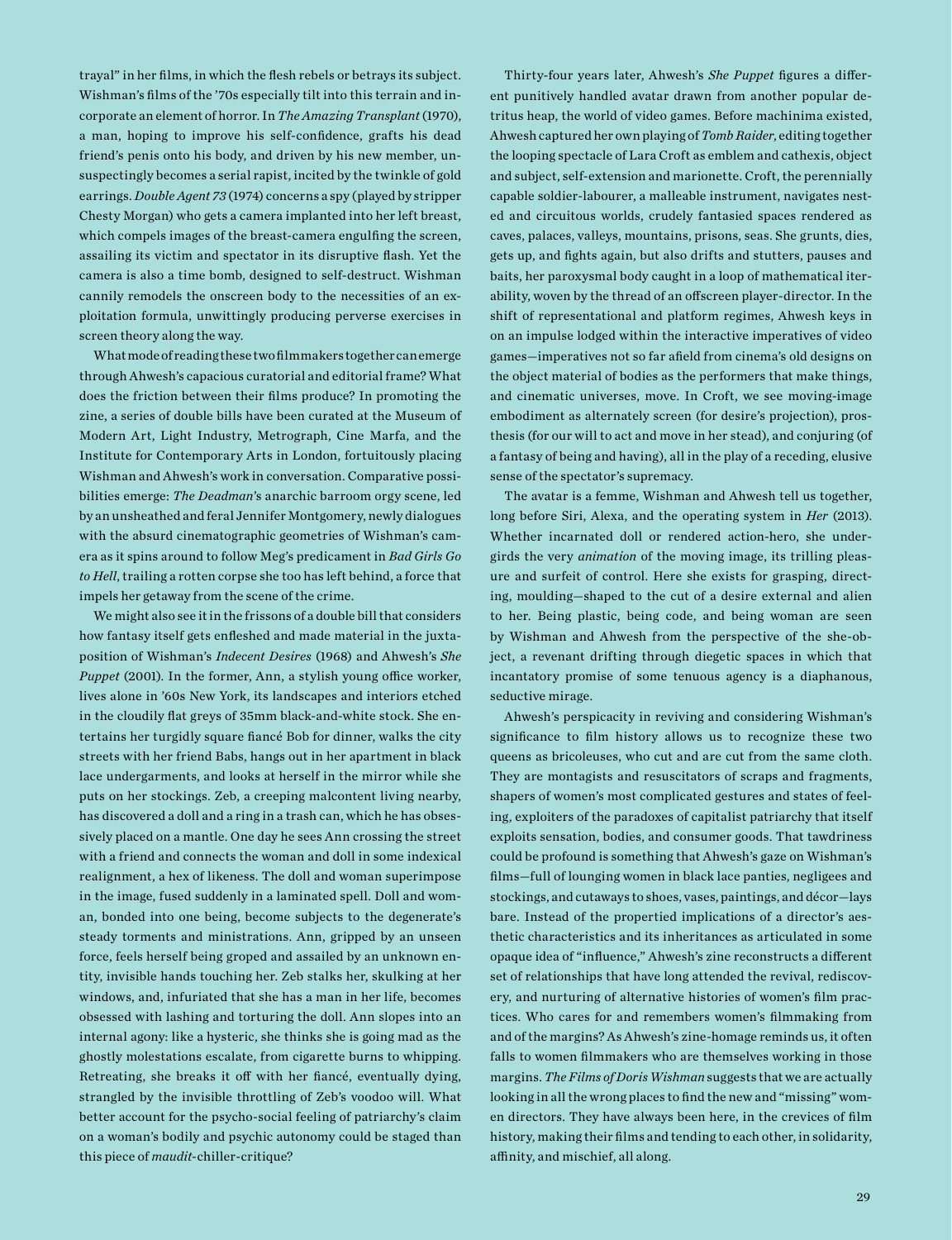trayal" in her films, in which the flesh rebels or betrays its subject. Wishman's films of the '70s especially tilt into this terrain and incorporate an element of horror. In *The Amazing Transplant* (1970), a man, hoping to improve his self-confidence, grafts his dead friend's penis onto his body, and driven by his new member, unsuspectingly becomes a serial rapist, incited by the twinkle of gold earrings. *Double Agent 73* (1974) concerns a spy (played by stripper Chesty Morgan) who gets a camera implanted into her left breast, which compels images of the breast-camera engulfing the screen, assailing its victim and spectator in its disruptive flash. Yet the camera is also a time bomb, designed to self-destruct. Wishman cannily remodels the onscreen body to the necessities of an exploitation formula, unwittingly producing perverse exercises in screen theory along the way.

What mode of reading these two filmmakers together can emerge through Ahwesh's capacious curatorial and editorial frame? What does the friction between their films produce? In promoting the zine, a series of double bills have been curated at the Museum of Modern Art, Light Industry, Metrograph, Cine Marfa, and the Institute for Contemporary Arts in London, fortuitously placing Wishman and Ahwesh's work in conversation. Comparative possibilities emerge: *The Deadman*'s anarchic barroom orgy scene, led by an unsheathed and feral Jennifer Montgomery, newly dialogues with the absurd cinematographic geometries of Wishman's camera as it spins around to follow Meg's predicament in *Bad Girls Go to Hell*, trailing a rotten corpse she too has left behind, a force that impels her getaway from the scene of the crime.

We might also see it in the frissons of a double bill that considers how fantasy itself gets enfleshed and made material in the juxtaposition of Wishman's *Indecent Desires* (1968) and Ahwesh's *She Puppet* (2001). In the former, Ann, a stylish young office worker, lives alone in '60s New York, its landscapes and interiors etched in the cloudily flat greys of 35mm black-and-white stock. She entertains her turgidly square fiancé Bob for dinner, walks the city streets with her friend Babs, hangs out in her apartment in black lace undergarments, and looks at herself in the mirror while she puts on her stockings. Zeb, a creeping malcontent living nearby, has discovered a doll and a ring in a trash can, which he has obsessively placed on a mantle. One day he sees Ann crossing the street with a friend and connects the woman and doll in some indexical realignment, a hex of likeness. The doll and woman superimpose in the image, fused suddenly in a laminated spell. Doll and woman, bonded into one being, become subjects to the degenerate's steady torments and ministrations. Ann, gripped by an unseen force, feels herself being groped and assailed by an unknown entity, invisible hands touching her. Zeb stalks her, skulking at her windows, and, infuriated that she has a man in her life, becomes obsessed with lashing and torturing the doll. Ann slopes into an internal agony: like a hysteric, she thinks she is going mad as the ghostly molestations escalate, from cigarette burns to whipping. Retreating, she breaks it off with her fiancé, eventually dying, strangled by the invisible throttling of Zeb's voodoo will. What better account for the psycho-social feeling of patriarchy's claim on a woman's bodily and psychic autonomy could be staged than this piece of *maudit*-chiller-critique?

Thirty-four years later, Ahwesh's *She Puppet* figures a different punitively handled avatar drawn from another popular detritus heap, the world of video games. Before machinima existed, Ahwesh captured her own playing of *Tomb Raider*, editing together the looping spectacle of Lara Croft as emblem and cathexis, object and subject, self-extension and marionette. Croft, the perennially capable soldier-labourer, a malleable instrument, navigates nested and circuitous worlds, crudely fantasied spaces rendered as caves, palaces, valleys, mountains, prisons, seas. She grunts, dies, gets up, and fights again, but also drifts and stutters, pauses and baits, her paroxysmal body caught in a loop of mathematical iterability, woven by the thread of an offscreen player-director. In the shift of representational and platform regimes, Ahwesh keys in on an impulse lodged within the interactive imperatives of video games—imperatives not so far afield from cinema's old designs on the object material of bodies as the performers that make things, and cinematic universes, move. In Croft, we see moving-image embodiment as alternately screen (for desire's projection), prosthesis (for our will to act and move in her stead), and conjuring (of a fantasy of being and having), all in the play of a receding, elusive sense of the spectator's supremacy.

The avatar is a femme, Wishman and Ahwesh tell us together, long before Siri, Alexa, and the operating system in *Her* (2013). Whether incarnated doll or rendered action-hero, she undergirds the very *animation* of the moving image, its trilling pleasure and surfeit of control. Here she exists for grasping, directing, moulding—shaped to the cut of a desire external and alien to her. Being plastic, being code, and being woman are seen by Wishman and Ahwesh from the perspective of the she-object, a revenant drifting through diegetic spaces in which that incantatory promise of some tenuous agency is a diaphanous, seductive mirage.

Ahwesh's perspicacity in reviving and considering Wishman's significance to film history allows us to recognize these two queens as bricoleuses, who cut and are cut from the same cloth. They are montagists and resuscitators of scraps and fragments, shapers of women's most complicated gestures and states of feeling, exploiters of the paradoxes of capitalist patriarchy that itself exploits sensation, bodies, and consumer goods. That tawdriness could be profound is something that Ahwesh's gaze on Wishman's films—full of lounging women in black lace panties, negligees and stockings, and cutaways to shoes, vases, paintings, and décor—lays bare. Instead of the propertied implications of a director's aesthetic characteristics and its inheritances as articulated in some opaque idea of "influence," Ahwesh's zine reconstructs a different set of relationships that have long attended the revival, rediscovery, and nurturing of alternative histories of women's film practices. Who cares for and remembers women's filmmaking from and of the margins? As Ahwesh's zine-homage reminds us, it often falls to women filmmakers who are themselves working in those margins. *The Films of Doris Wishman* suggests that we are actually looking in all the wrong places to find the new and "missing" women directors. They have always been here, in the crevices of film history, making their films and tending to each other, in solidarity, affinity, and mischief, all along.